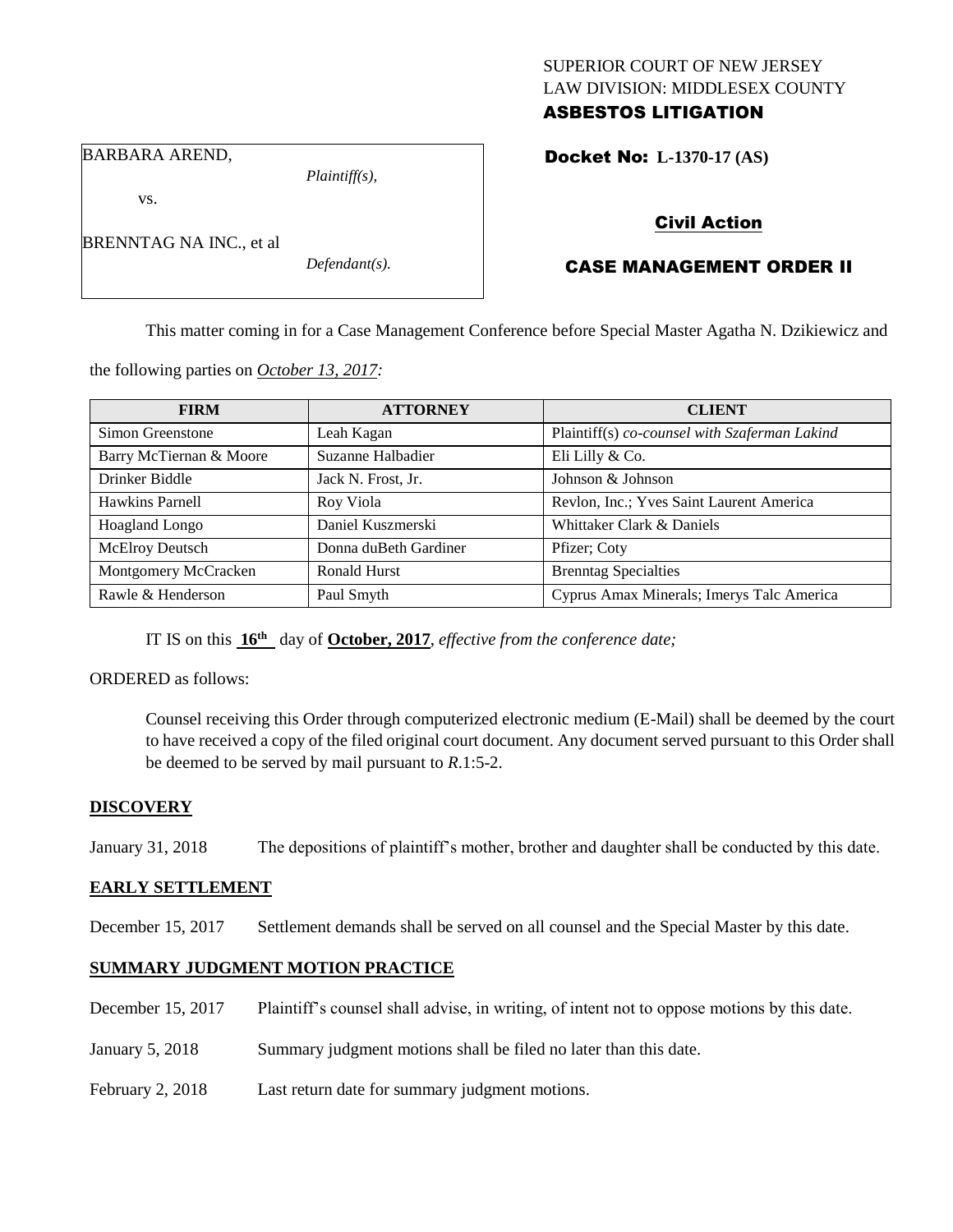SUPERIOR COURT OF NEW JERSEY
LAW DIVISION: MIDDLESEX COUNTY
**ASBESTOS LITIGATION**

BARBARA AREND,
*Plaintiff(s),*
vs.
BRENNTAG NA INC., et al
*Defendant(s).*

**Docket No: L-1370-17 (AS)**

**Civil Action**

**CASE MANAGEMENT ORDER II**

This matter coming in for a Case Management Conference before Special Master Agatha N. Dzikiewicz and the following parties on *October 13, 2017:*

| FIRM | ATTORNEY | CLIENT |
|---|---|---|
| Simon Greenstone | Leah Kagan | Plaintiff(s) *co-counsel with Szaferman Lakind* |
| Barry McTiernan & Moore | Suzanne Halbadier | Eli Lilly & Co. |
| Drinker Biddle | Jack N. Frost, Jr. | Johnson & Johnson |
| Hawkins Parnell | Roy Viola | Revlon, Inc.; Yves Saint Laurent America |
| Hoagland Longo | Daniel Kuszmerski | Whittaker Clark & Daniels |
| McElroy Deutsch | Donna duBeth Gardiner | Pfizer; Coty |
| Montgomery McCracken | Ronald Hurst | Brenntag Specialties |
| Rawle & Henderson | Paul Smyth | Cyprus Amax Minerals; Imerys Talc America |

IT IS on this **16th** day of **October, 2017**, *effective from the conference date;*

ORDERED as follows:

Counsel receiving this Order through computerized electronic medium (E-Mail) shall be deemed by the court to have received a copy of the filed original court document. Any document served pursuant to this Order shall be deemed to be served by mail pursuant to *R*.1:5-2.

**DISCOVERY**

January 31, 2018 The depositions of plaintiff's mother, brother and daughter shall be conducted by this date.

**EARLY SETTLEMENT**

December 15, 2017 Settlement demands shall be served on all counsel and the Special Master by this date.

**SUMMARY JUDGMENT MOTION PRACTICE**

December 15, 2017 Plaintiff's counsel shall advise, in writing, of intent not to oppose motions by this date.

January 5, 2018 Summary judgment motions shall be filed no later than this date.

February 2, 2018 Last return date for summary judgment motions.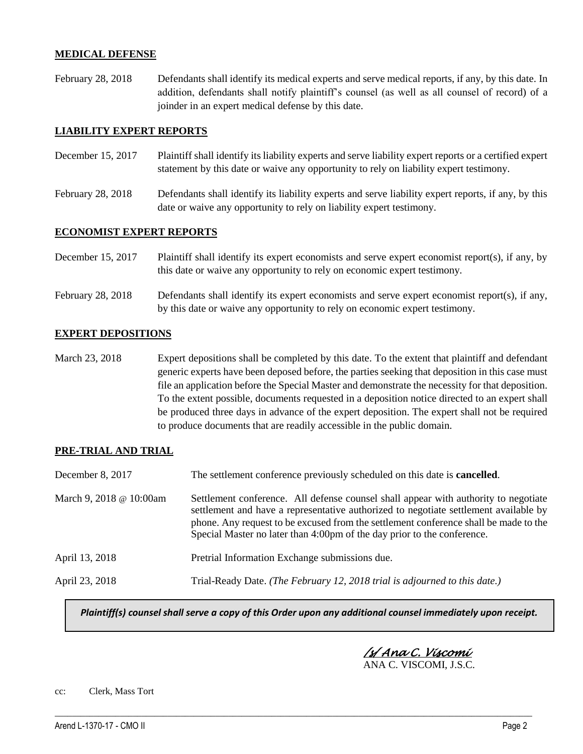**MEDICAL DEFENSE**

| | |
|---|---|
| February 28, 2018 | Defendants shall identify its medical experts and serve medical reports, if any, by this date. In addition, defendants shall notify plaintiff's counsel (as well as all counsel of record) of a joinder in an expert medical defense by this date. |

**LIABILITY EXPERT REPORTS**

| | |
|---|---|
| December 15, 2017 | Plaintiff shall identify its liability experts and serve liability expert reports or a certified expert statement by this date or waive any opportunity to rely on liability expert testimony. |
| February 28, 2018 | Defendants shall identify its liability experts and serve liability expert reports, if any, by this date or waive any opportunity to rely on liability expert testimony. |

**ECONOMIST EXPERT REPORTS**

| | |
|---|---|
| December 15, 2017 | Plaintiff shall identify its expert economists and serve expert economist report(s), if any, by this date or waive any opportunity to rely on economic expert testimony. |
| February 28, 2018 | Defendants shall identify its expert economists and serve expert economist report(s), if any, by this date or waive any opportunity to rely on economic expert testimony. |

**EXPERT DEPOSITIONS**

| | |
|---|---|
| March 23, 2018 | Expert depositions shall be completed by this date. To the extent that plaintiff and defendant generic experts have been deposed before, the parties seeking that deposition in this case must file an application before the Special Master and demonstrate the necessity for that deposition. To the extent possible, documents requested in a deposition notice directed to an expert shall be produced three days in advance of the expert deposition. The expert shall not be required to produce documents that are readily accessible in the public domain. |

**PRE-TRIAL AND TRIAL**

| | |
|---|---|
| December 8, 2017 | The settlement conference previously scheduled on this date is **cancelled**. |
| March 9, 2018 @ 10:00am | Settlement conference. All defense counsel shall appear with authority to negotiate settlement and have a representative authorized to negotiate settlement available by phone. Any request to be excused from the settlement conference shall be made to the Special Master no later than 4:00pm of the day prior to the conference. |
| April 13, 2018 | Pretrial Information Exchange submissions due. |
| April 23, 2018 | Trial-Ready Date. *(The February 12, 2018 trial is adjourned to this date.)* |

***Plaintiff(s) counsel shall serve a copy of this Order upon any additional counsel immediately upon receipt.***

*/s/ Ana C. Viscomi*
ANA C. VISCOMI, J.S.C.

cc: Clerk, Mass Tort

Arend L-1370-17 - CMO II